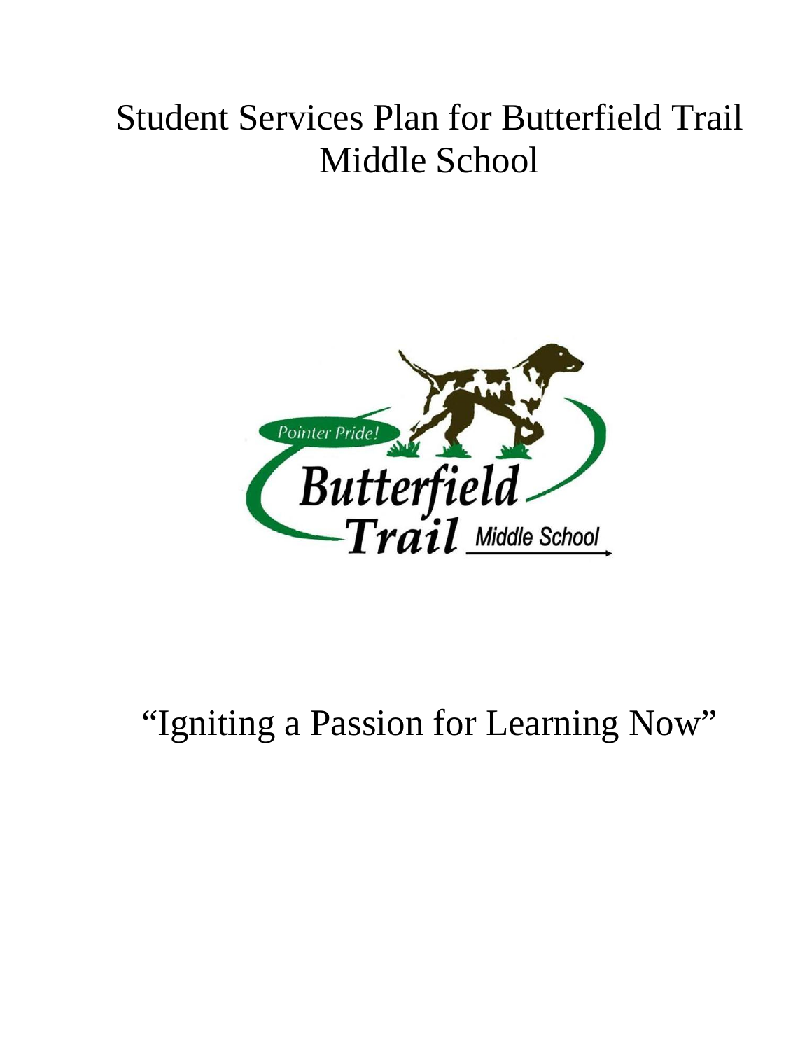# Student Services Plan for Butterfield Trail Middle School

“Igniting a Passion for Learning Now”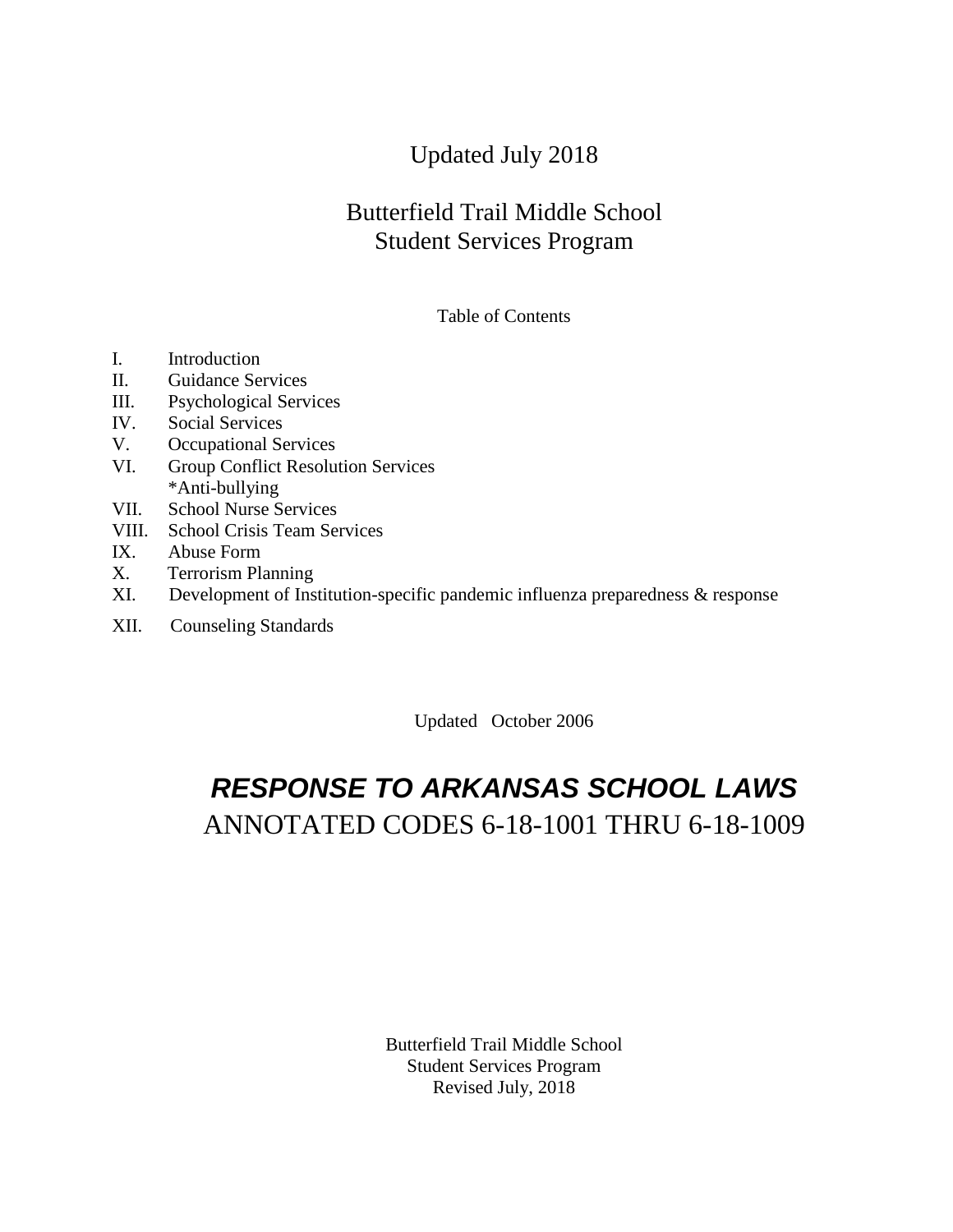Updated July 2018

# Butterfield Trail Middle School
# Student Services Program

Table of Contents

I. Introduction
II. Guidance Services
III. Psychological Services
IV. Social Services
V. Occupational Services
VI. Group Conflict Resolution Services
   *Anti-bullying
VII. School Nurse Services
VIII. School Crisis Team Services
IX. Abuse Form
X. Terrorism Planning
XI. Development of Institution-specific pandemic influenza preparedness & response
XII. Counseling Standards

Updated October 2006

# ***RESPONSE TO ARKANSAS SCHOOL LAWS***
## ANNOTATED CODES 6-18-1001 THRU 6-18-1009

Butterfield Trail Middle School
Student Services Program
Revised July, 2018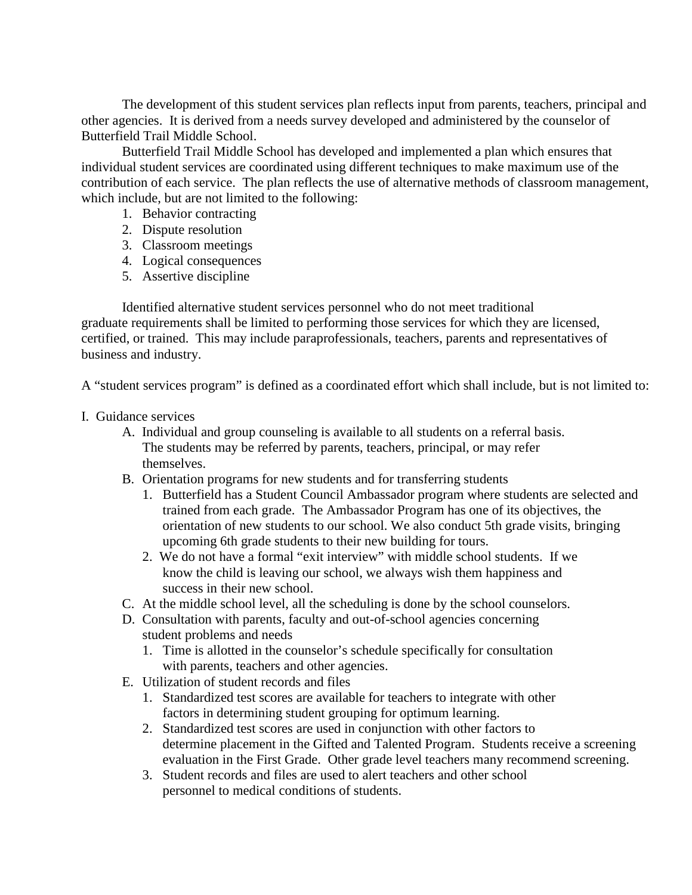The development of this student services plan reflects input from parents, teachers, principal and other agencies. It is derived from a needs survey developed and administered by the counselor of Butterfield Trail Middle School.

Butterfield Trail Middle School has developed and implemented a plan which ensures that individual student services are coordinated using different techniques to make maximum use of the contribution of each service. The plan reflects the use of alternative methods of classroom management, which include, but are not limited to the following:

1. Behavior contracting
2. Dispute resolution
3. Classroom meetings
4. Logical consequences
5. Assertive discipline

Identified alternative student services personnel who do not meet traditional graduate requirements shall be limited to performing those services for which they are licensed, certified, or trained. This may include paraprofessionals, teachers, parents and representatives of business and industry.

A "student services program" is defined as a coordinated effort which shall include, but is not limited to:

I. Guidance services
   - A. Individual and group counseling is available to all students on a referral basis. The students may be referred by parents, teachers, principal, or may refer themselves.
   - B. Orientation programs for new students and for transferring students
     1. Butterfield has a Student Council Ambassador program where students are selected and trained from each grade. The Ambassador Program has one of its objectives, the orientation of new students to our school. We also conduct 5th grade visits, bringing upcoming 6th grade students to their new building for tours.
     2. We do not have a formal "exit interview" with middle school students. If we know the child is leaving our school, we always wish them happiness and success in their new school.
   - C. At the middle school level, all the scheduling is done by the school counselors.
   - D. Consultation with parents, faculty and out-of-school agencies concerning student problems and needs
     1. Time is allotted in the counselor's schedule specifically for consultation with parents, teachers and other agencies.
   - E. Utilization of student records and files
     1. Standardized test scores are available for teachers to integrate with other factors in determining student grouping for optimum learning.
     2. Standardized test scores are used in conjunction with other factors to determine placement in the Gifted and Talented Program. Students receive a screening evaluation in the First Grade. Other grade level teachers many recommend screening.
     3. Student records and files are used to alert teachers and other school personnel to medical conditions of students.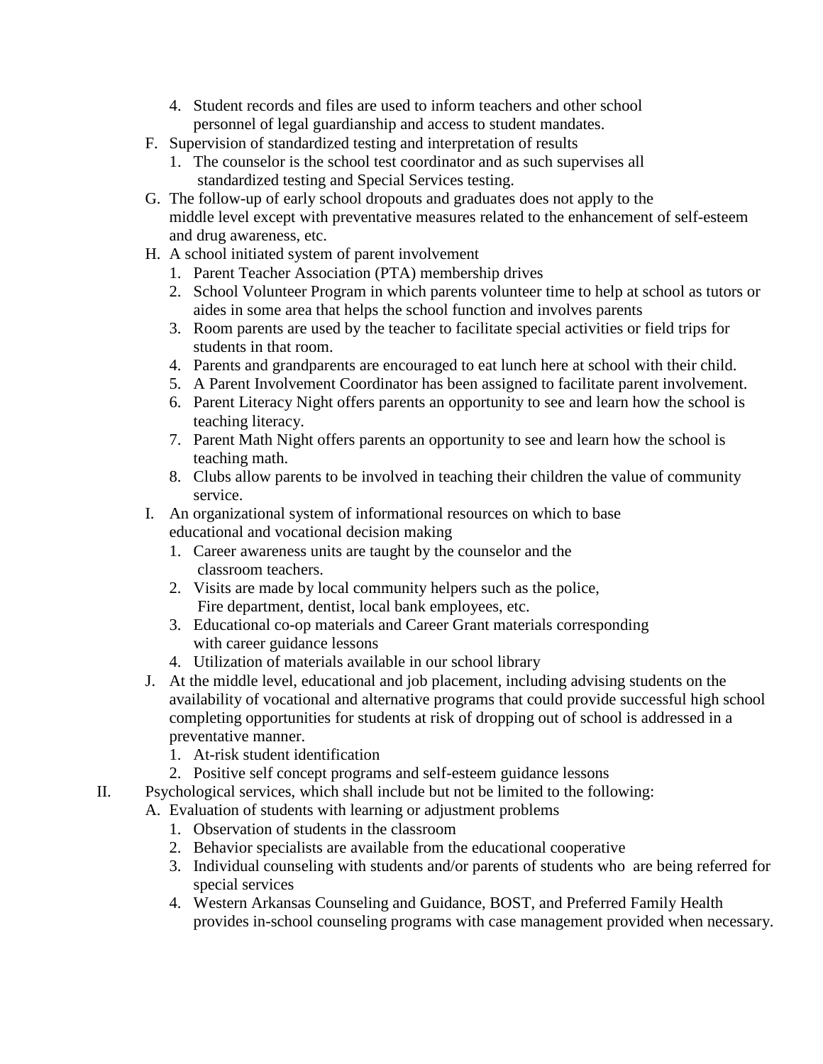4. Student records and files are used to inform teachers and other school personnel of legal guardianship and access to student mandates.

F. Supervision of standardized testing and interpretation of results
   1. The counselor is the school test coordinator and as such supervises all standardized testing and Special Services testing.

G. The follow-up of early school dropouts and graduates does not apply to the middle level except with preventative measures related to the enhancement of self-esteem and drug awareness, etc.

H. A school initiated system of parent involvement
   1. Parent Teacher Association (PTA) membership drives
   2. School Volunteer Program in which parents volunteer time to help at school as tutors or aides in some area that helps the school function and involves parents
   3. Room parents are used by the teacher to facilitate special activities or field trips for students in that room.
   4. Parents and grandparents are encouraged to eat lunch here at school with their child.
   5. A Parent Involvement Coordinator has been assigned to facilitate parent involvement.
   6. Parent Literacy Night offers parents an opportunity to see and learn how the school is teaching literacy.
   7. Parent Math Night offers parents an opportunity to see and learn how the school is teaching math.
   8. Clubs allow parents to be involved in teaching their children the value of community service.

I. An organizational system of informational resources on which to base educational and vocational decision making
   1. Career awareness units are taught by the counselor and the classroom teachers.
   2. Visits are made by local community helpers such as the police, Fire department, dentist, local bank employees, etc.
   3. Educational co-op materials and Career Grant materials corresponding with career guidance lessons
   4. Utilization of materials available in our school library

J. At the middle level, educational and job placement, including advising students on the availability of vocational and alternative programs that could provide successful high school completing opportunities for students at risk of dropping out of school is addressed in a preventative manner.
   1. At-risk student identification
   2. Positive self concept programs and self-esteem guidance lessons

II. Psychological services, which shall include but not be limited to the following:

A. Evaluation of students with learning or adjustment problems
   1. Observation of students in the classroom
   2. Behavior specialists are available from the educational cooperative
   3. Individual counseling with students and/or parents of students who are being referred for special services
   4. Western Arkansas Counseling and Guidance, BOST, and Preferred Family Health provides in-school counseling programs with case management provided when necessary.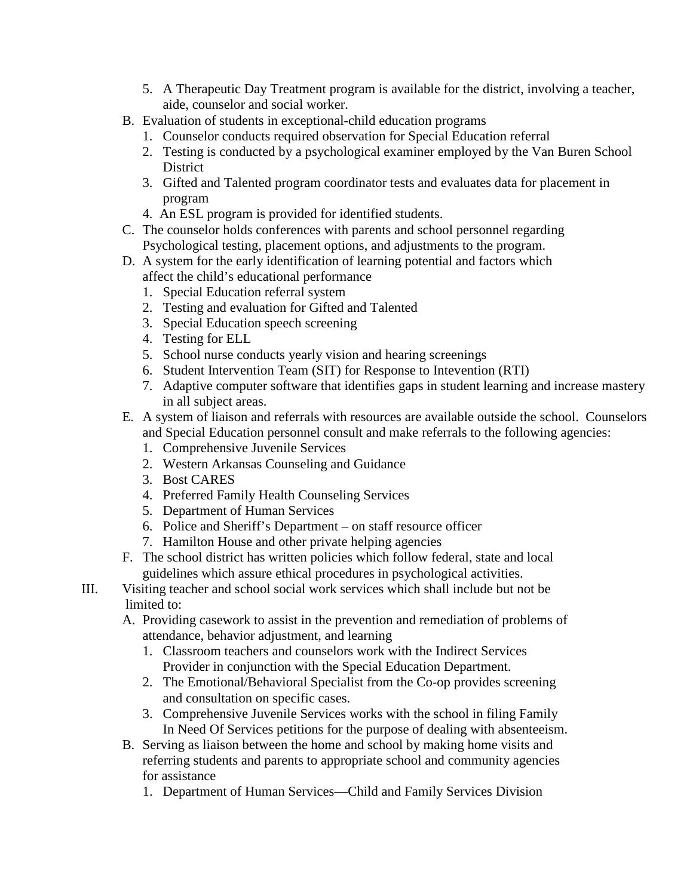5. A Therapeutic Day Treatment program is available for the district, involving a teacher, aide, counselor and social worker.

B. Evaluation of students in exceptional-child education programs
   1. Counselor conducts required observation for Special Education referral
   2. Testing is conducted by a psychological examiner employed by the Van Buren School District
   3. Gifted and Talented program coordinator tests and evaluates data for placement in program
   4. An ESL program is provided for identified students.

C. The counselor holds conferences with parents and school personnel regarding Psychological testing, placement options, and adjustments to the program.

D. A system for the early identification of learning potential and factors which affect the child's educational performance
   1. Special Education referral system
   2. Testing and evaluation for Gifted and Talented
   3. Special Education speech screening
   4. Testing for ELL
   5. School nurse conducts yearly vision and hearing screenings
   6. Student Intervention Team (SIT) for Response to Intevention (RTI)
   7. Adaptive computer software that identifies gaps in student learning and increase mastery in all subject areas.

E. A system of liaison and referrals with resources are available outside the school. Counselors and Special Education personnel consult and make referrals to the following agencies:
   1. Comprehensive Juvenile Services
   2. Western Arkansas Counseling and Guidance
   3. Bost CARES
   4. Preferred Family Health Counseling Services
   5. Department of Human Services
   6. Police and Sheriff's Department – on staff resource officer
   7. Hamilton House and other private helping agencies

F. The school district has written policies which follow federal, state and local guidelines which assure ethical procedures in psychological activities.

III. Visiting teacher and school social work services which shall include but not be limited to:

A. Providing casework to assist in the prevention and remediation of problems of attendance, behavior adjustment, and learning
   1. Classroom teachers and counselors work with the Indirect Services Provider in conjunction with the Special Education Department.
   2. The Emotional/Behavioral Specialist from the Co-op provides screening and consultation on specific cases.
   3. Comprehensive Juvenile Services works with the school in filing Family In Need Of Services petitions for the purpose of dealing with absenteeism.

B. Serving as liaison between the home and school by making home visits and referring students and parents to appropriate school and community agencies for assistance
   1. Department of Human Services—Child and Family Services Division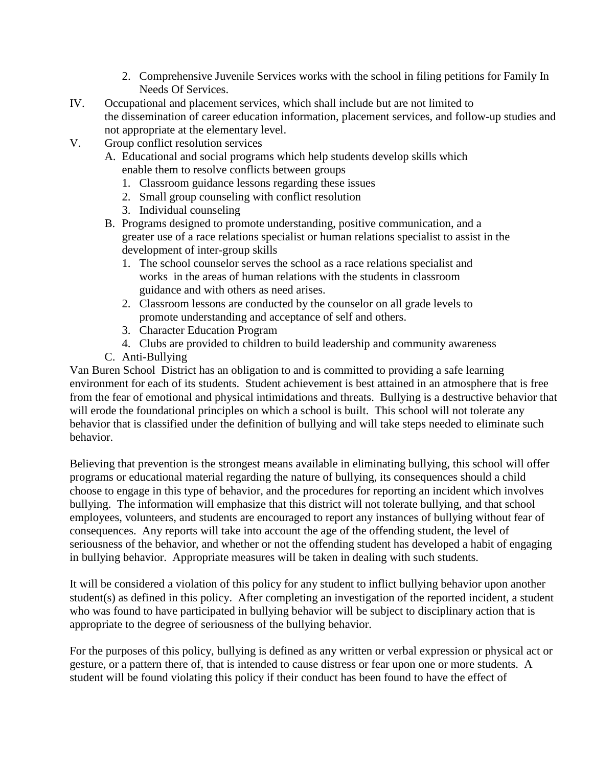2. Comprehensive Juvenile Services works with the school in filing petitions for Family In Needs Of Services.

IV. Occupational and placement services, which shall include but are not limited to the dissemination of career education information, placement services, and follow-up studies and not appropriate at the elementary level.

V. Group conflict resolution services

A. Educational and social programs which help students develop skills which enable them to resolve conflicts between groups

1. Classroom guidance lessons regarding these issues
2. Small group counseling with conflict resolution
3. Individual counseling

B. Programs designed to promote understanding, positive communication, and a greater use of a race relations specialist or human relations specialist to assist in the development of inter-group skills

1. The school counselor serves the school as a race relations specialist and works in the areas of human relations with the students in classroom guidance and with others as need arises.
2. Classroom lessons are conducted by the counselor on all grade levels to promote understanding and acceptance of self and others.
3. Character Education Program
4. Clubs are provided to children to build leadership and community awareness

C. Anti-Bullying

Van Buren School District has an obligation to and is committed to providing a safe learning environment for each of its students. Student achievement is best attained in an atmosphere that is free from the fear of emotional and physical intimidations and threats. Bullying is a destructive behavior that will erode the foundational principles on which a school is built. This school will not tolerate any behavior that is classified under the definition of bullying and will take steps needed to eliminate such behavior.

Believing that prevention is the strongest means available in eliminating bullying, this school will offer programs or educational material regarding the nature of bullying, its consequences should a child choose to engage in this type of behavior, and the procedures for reporting an incident which involves bullying. The information will emphasize that this district will not tolerate bullying, and that school employees, volunteers, and students are encouraged to report any instances of bullying without fear of consequences. Any reports will take into account the age of the offending student, the level of seriousness of the behavior, and whether or not the offending student has developed a habit of engaging in bullying behavior. Appropriate measures will be taken in dealing with such students.

It will be considered a violation of this policy for any student to inflict bullying behavior upon another student(s) as defined in this policy. After completing an investigation of the reported incident, a student who was found to have participated in bullying behavior will be subject to disciplinary action that is appropriate to the degree of seriousness of the bullying behavior.

For the purposes of this policy, bullying is defined as any written or verbal expression or physical act or gesture, or a pattern there of, that is intended to cause distress or fear upon one or more students. A student will be found violating this policy if their conduct has been found to have the effect of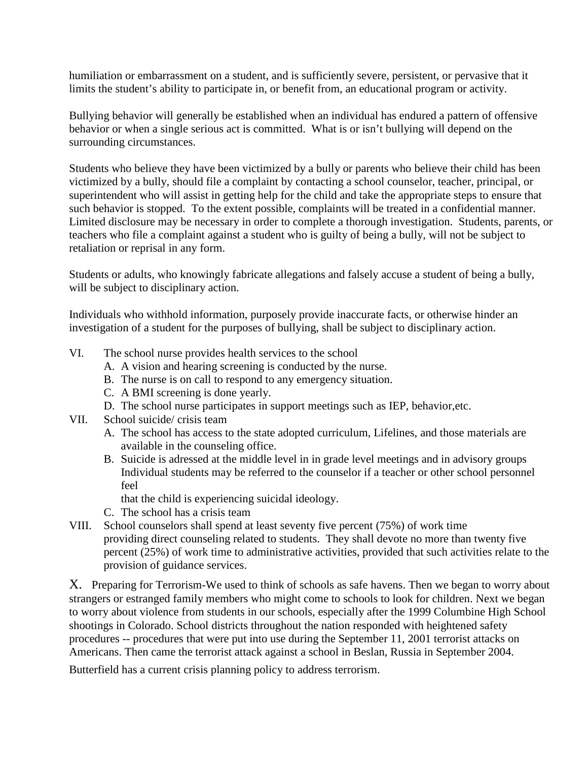humiliation or embarrassment on a student, and is sufficiently severe, persistent, or pervasive that it limits the student's ability to participate in, or benefit from, an educational program or activity.

Bullying behavior will generally be established when an individual has endured a pattern of offensive behavior or when a single serious act is committed. What is or isn't bullying will depend on the surrounding circumstances.

Students who believe they have been victimized by a bully or parents who believe their child has been victimized by a bully, should file a complaint by contacting a school counselor, teacher, principal, or superintendent who will assist in getting help for the child and take the appropriate steps to ensure that such behavior is stopped. To the extent possible, complaints will be treated in a confidential manner. Limited disclosure may be necessary in order to complete a thorough investigation. Students, parents, or teachers who file a complaint against a student who is guilty of being a bully, will not be subject to retaliation or reprisal in any form.

Students or adults, who knowingly fabricate allegations and falsely accuse a student of being a bully, will be subject to disciplinary action.

Individuals who withhold information, purposely provide inaccurate facts, or otherwise hinder an investigation of a student for the purposes of bullying, shall be subject to disciplinary action.

VI. The school nurse provides health services to the school
   - A. A vision and hearing screening is conducted by the nurse.
   - B. The nurse is on call to respond to any emergency situation.
   - C. A BMI screening is done yearly.
   - D. The school nurse participates in support meetings such as IEP, behavior,etc.

VII. School suicide/ crisis team
   - A. The school has access to the state adopted curriculum, Lifelines, and those materials are available in the counseling office.
   - B. Suicide is adressed at the middle level in in grade level meetings and in advisory groups Individual students may be referred to the counselor if a teacher or other school personnel feel that the child is experiencing suicidal ideology.
   - C. The school has a crisis team

VIII. School counselors shall spend at least seventy five percent (75%) of work time providing direct counseling related to students. They shall devote no more than twenty five percent (25%) of work time to administrative activities, provided that such activities relate to the provision of guidance services.

X. Preparing for Terrorism-We used to think of schools as safe havens. Then we began to worry about strangers or estranged family members who might come to schools to look for children. Next we began to worry about violence from students in our schools, especially after the 1999 Columbine High School shootings in Colorado. School districts throughout the nation responded with heightened safety procedures -- procedures that were put into use during the September 11, 2001 terrorist attacks on Americans. Then came the terrorist attack against a school in Beslan, Russia in September 2004.

Butterfield has a current crisis planning policy to address terrorism.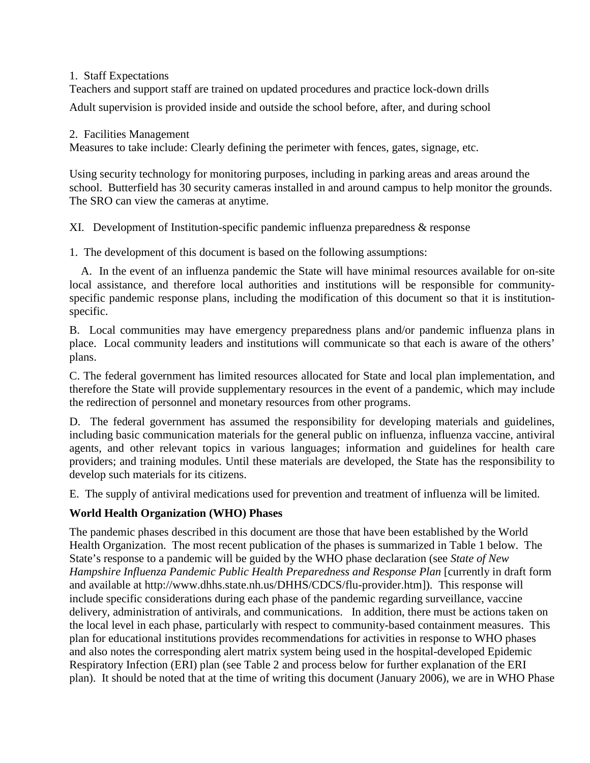1. Staff Expectations

Teachers and support staff are trained on updated procedures and practice lock-down drills

Adult supervision is provided inside and outside the school before, after, and during school

2. Facilities Management

Measures to take include: Clearly defining the perimeter with fences, gates, signage, etc.

Using security technology for monitoring purposes, including in parking areas and areas around the school. Butterfield has 30 security cameras installed in and around campus to help monitor the grounds. The SRO can view the cameras at anytime.

XI. Development of Institution-specific pandemic influenza preparedness & response

1. The development of this document is based on the following assumptions:

A. In the event of an influenza pandemic the State will have minimal resources available for on-site local assistance, and therefore local authorities and institutions will be responsible for community-specific pandemic response plans, including the modification of this document so that it is institution-specific.

B. Local communities may have emergency preparedness plans and/or pandemic influenza plans in place. Local community leaders and institutions will communicate so that each is aware of the others' plans.

C. The federal government has limited resources allocated for State and local plan implementation, and therefore the State will provide supplementary resources in the event of a pandemic, which may include the redirection of personnel and monetary resources from other programs.

D. The federal government has assumed the responsibility for developing materials and guidelines, including basic communication materials for the general public on influenza, influenza vaccine, antiviral agents, and other relevant topics in various languages; information and guidelines for health care providers; and training modules. Until these materials are developed, the State has the responsibility to develop such materials for its citizens.

E. The supply of antiviral medications used for prevention and treatment of influenza will be limited.

**World Health Organization (WHO) Phases**

The pandemic phases described in this document are those that have been established by the World Health Organization. The most recent publication of the phases is summarized in Table 1 below. The State's response to a pandemic will be guided by the WHO phase declaration (see *State of New Hampshire Influenza Pandemic Public Health Preparedness and Response Plan* [currently in draft form and available at http://www.dhhs.state.nh.us/DHHS/CDCS/flu-provider.htm]). This response will include specific considerations during each phase of the pandemic regarding surveillance, vaccine delivery, administration of antivirals, and communications. In addition, there must be actions taken on the local level in each phase, particularly with respect to community-based containment measures. This plan for educational institutions provides recommendations for activities in response to WHO phases and also notes the corresponding alert matrix system being used in the hospital-developed Epidemic Respiratory Infection (ERI) plan (see Table 2 and process below for further explanation of the ERI plan). It should be noted that at the time of writing this document (January 2006), we are in WHO Phase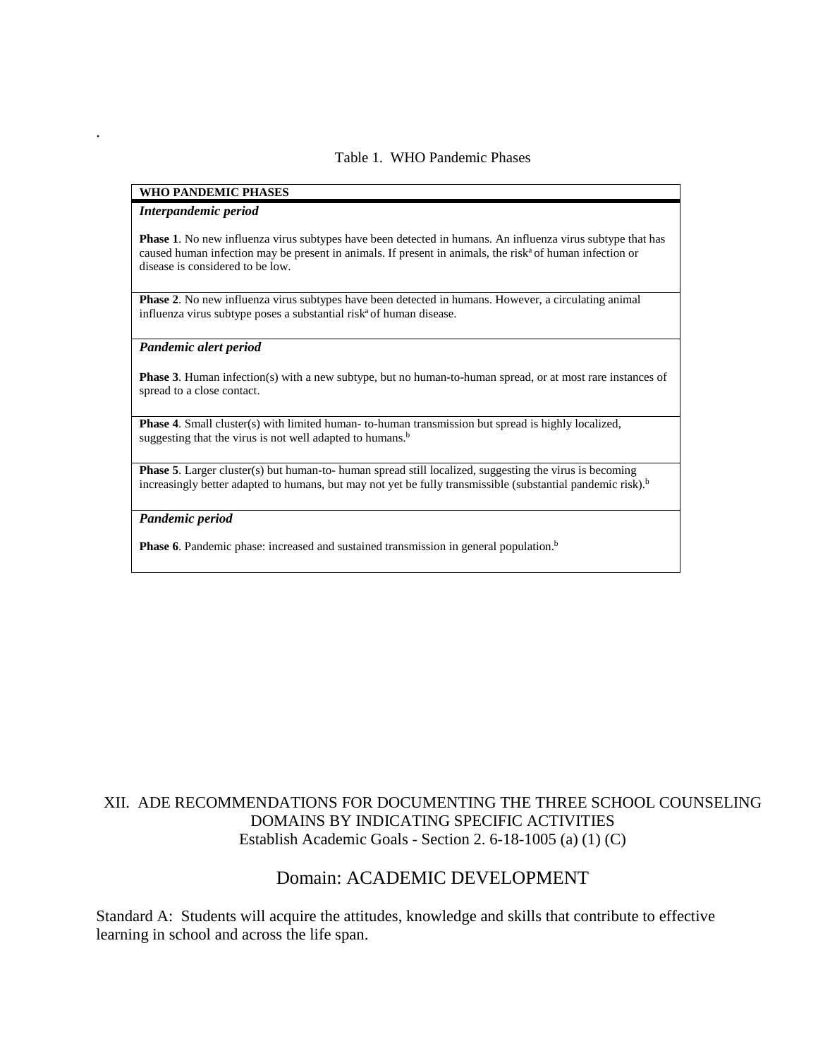.

Table 1. WHO Pandemic Phases

| WHO PANDEMIC PHASES |
|---|
| ***Interpandemic period*** |
| **Phase 1**. No new influenza virus subtypes have been detected in humans. An influenza virus subtype that has caused human infection may be present in animals. If present in animals, the risk[a] of human infection or disease is considered to be low. |
| **Phase 2**. No new influenza virus subtypes have been detected in humans. However, a circulating animal influenza virus subtype poses a substantial risk[a] of human disease. |
| ***Pandemic alert period*** |
| **Phase 3**. Human infection(s) with a new subtype, but no human-to-human spread, or at most rare instances of spread to a close contact. |
| **Phase 4**. Small cluster(s) with limited human- to-human transmission but spread is highly localized, suggesting that the virus is not well adapted to humans.[b] |
| **Phase 5**. Larger cluster(s) but human-to- human spread still localized, suggesting the virus is becoming increasingly better adapted to humans, but may not yet be fully transmissible (substantial pandemic risk).[b] |
| ***Pandemic period*** |
| **Phase 6**. Pandemic phase: increased and sustained transmission in general population.[b] |

## XII. ADE RECOMMENDATIONS FOR DOCUMENTING THE THREE SCHOOL COUNSELING DOMAINS BY INDICATING SPECIFIC ACTIVITIES

Establish Academic Goals - Section 2. 6-18-1005 (a) (1) (C)

### Domain: ACADEMIC DEVELOPMENT

Standard A: Students will acquire the attitudes, knowledge and skills that contribute to effective learning in school and across the life span.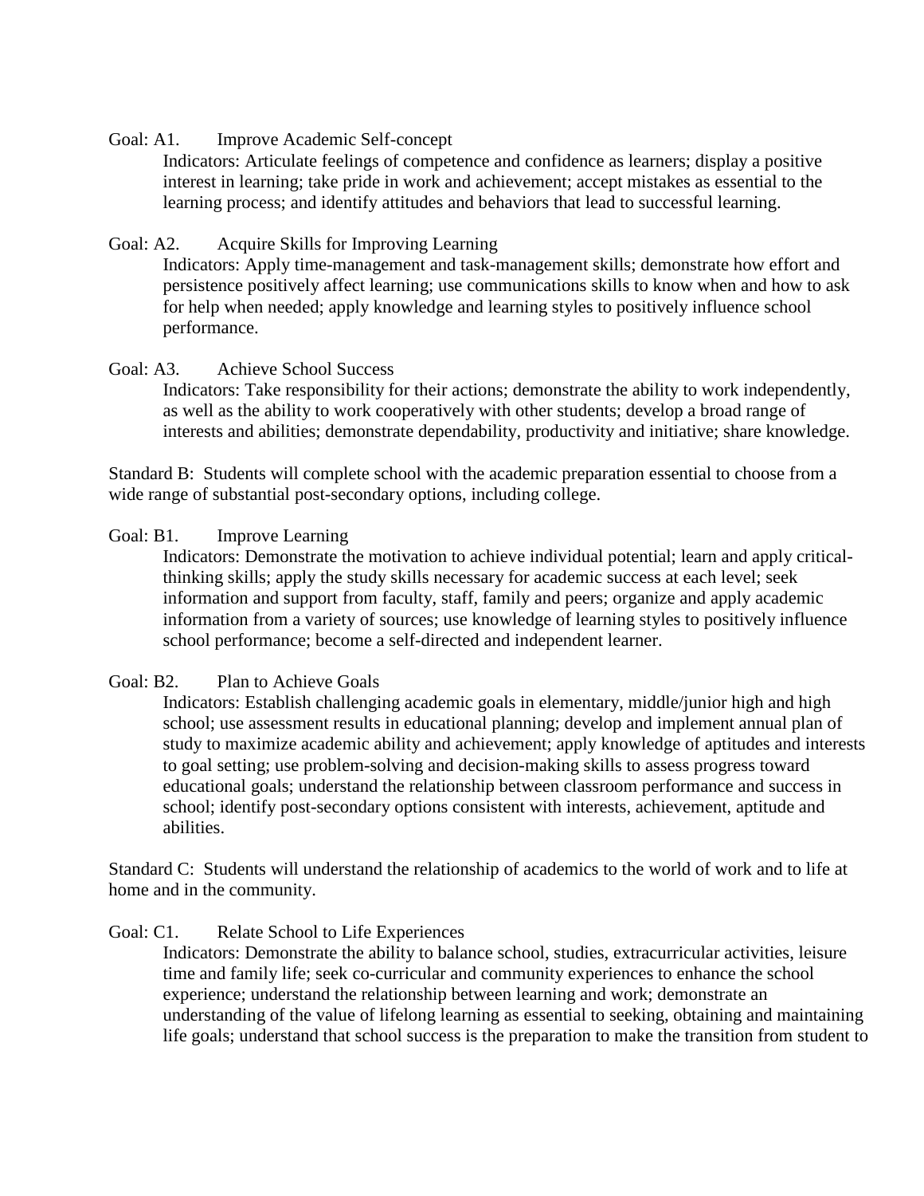Goal: A1. Improve Academic Self-concept

Indicators: Articulate feelings of competence and confidence as learners; display a positive interest in learning; take pride in work and achievement; accept mistakes as essential to the learning process; and identify attitudes and behaviors that lead to successful learning.

Goal: A2. Acquire Skills for Improving Learning

Indicators: Apply time-management and task-management skills; demonstrate how effort and persistence positively affect learning; use communications skills to know when and how to ask for help when needed; apply knowledge and learning styles to positively influence school performance.

Goal: A3. Achieve School Success

Indicators: Take responsibility for their actions; demonstrate the ability to work independently, as well as the ability to work cooperatively with other students; develop a broad range of interests and abilities; demonstrate dependability, productivity and initiative; share knowledge.

Standard B: Students will complete school with the academic preparation essential to choose from a wide range of substantial post-secondary options, including college.

Goal: B1. Improve Learning

Indicators: Demonstrate the motivation to achieve individual potential; learn and apply critical-thinking skills; apply the study skills necessary for academic success at each level; seek information and support from faculty, staff, family and peers; organize and apply academic information from a variety of sources; use knowledge of learning styles to positively influence school performance; become a self-directed and independent learner.

Goal: B2. Plan to Achieve Goals

Indicators: Establish challenging academic goals in elementary, middle/junior high and high school; use assessment results in educational planning; develop and implement annual plan of study to maximize academic ability and achievement; apply knowledge of aptitudes and interests to goal setting; use problem-solving and decision-making skills to assess progress toward educational goals; understand the relationship between classroom performance and success in school; identify post-secondary options consistent with interests, achievement, aptitude and abilities.

Standard C: Students will understand the relationship of academics to the world of work and to life at home and in the community.

Goal: C1. Relate School to Life Experiences

Indicators: Demonstrate the ability to balance school, studies, extracurricular activities, leisure time and family life; seek co-curricular and community experiences to enhance the school experience; understand the relationship between learning and work; demonstrate an understanding of the value of lifelong learning as essential to seeking, obtaining and maintaining life goals; understand that school success is the preparation to make the transition from student to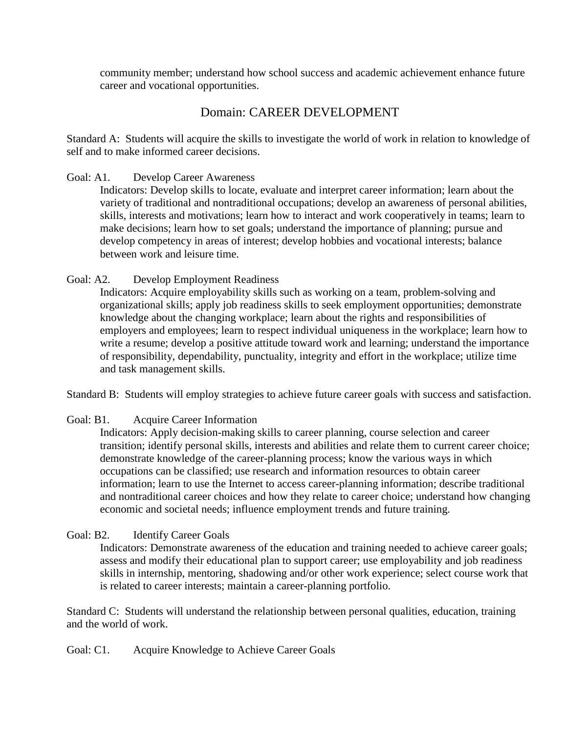community member; understand how school success and academic achievement enhance future career and vocational opportunities.

## Domain: CAREER DEVELOPMENT

Standard A: Students will acquire the skills to investigate the world of work in relation to knowledge of self and to make informed career decisions.

Goal: A1. Develop Career Awareness

Indicators: Develop skills to locate, evaluate and interpret career information; learn about the variety of traditional and nontraditional occupations; develop an awareness of personal abilities, skills, interests and motivations; learn how to interact and work cooperatively in teams; learn to make decisions; learn how to set goals; understand the importance of planning; pursue and develop competency in areas of interest; develop hobbies and vocational interests; balance between work and leisure time.

Goal: A2. Develop Employment Readiness

Indicators: Acquire employability skills such as working on a team, problem-solving and organizational skills; apply job readiness skills to seek employment opportunities; demonstrate knowledge about the changing workplace; learn about the rights and responsibilities of employers and employees; learn to respect individual uniqueness in the workplace; learn how to write a resume; develop a positive attitude toward work and learning; understand the importance of responsibility, dependability, punctuality, integrity and effort in the workplace; utilize time and task management skills.

Standard B: Students will employ strategies to achieve future career goals with success and satisfaction.

Goal: B1. Acquire Career Information

Indicators: Apply decision-making skills to career planning, course selection and career transition; identify personal skills, interests and abilities and relate them to current career choice; demonstrate knowledge of the career-planning process; know the various ways in which occupations can be classified; use research and information resources to obtain career information; learn to use the Internet to access career-planning information; describe traditional and nontraditional career choices and how they relate to career choice; understand how changing economic and societal needs; influence employment trends and future training.

Goal: B2. Identify Career Goals

Indicators: Demonstrate awareness of the education and training needed to achieve career goals; assess and modify their educational plan to support career; use employability and job readiness skills in internship, mentoring, shadowing and/or other work experience; select course work that is related to career interests; maintain a career-planning portfolio.

Standard C: Students will understand the relationship between personal qualities, education, training and the world of work.

Goal: C1. Acquire Knowledge to Achieve Career Goals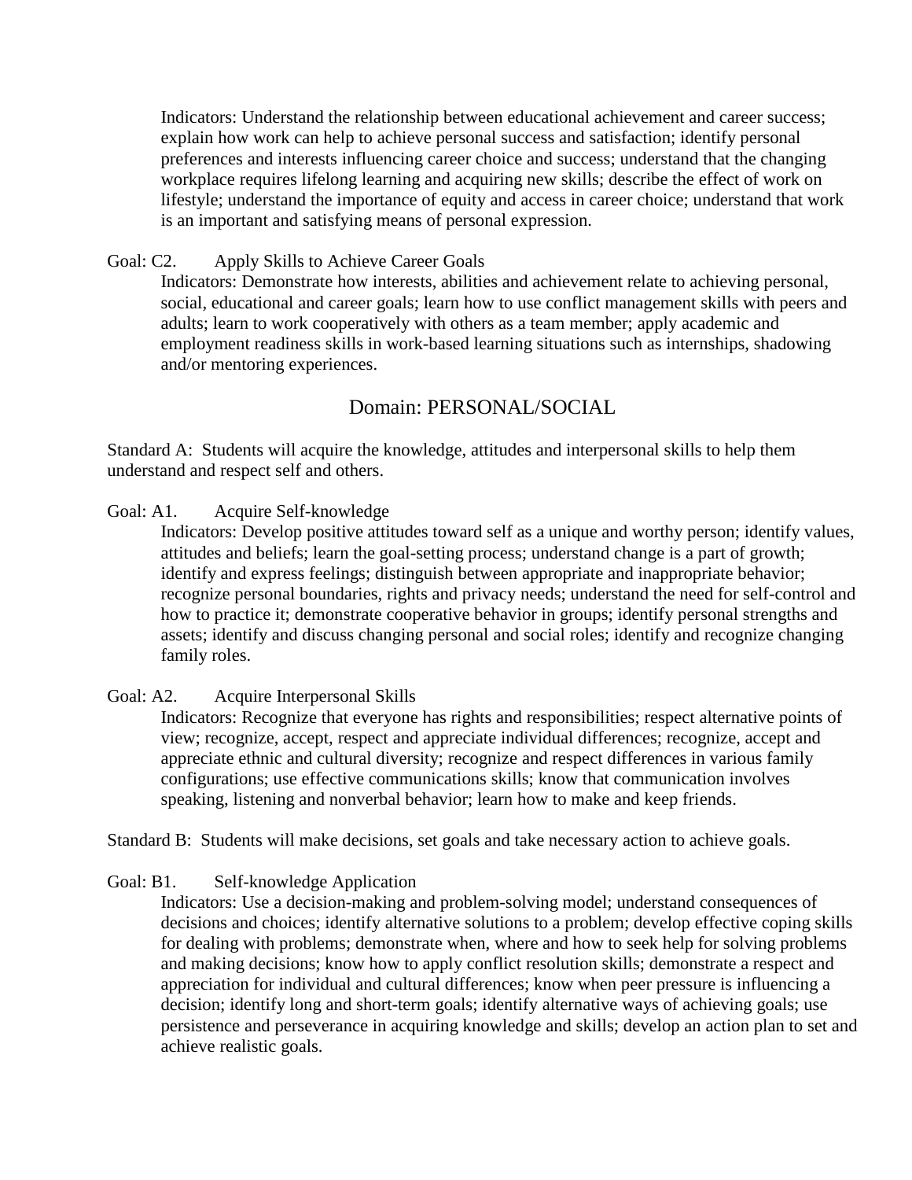Indicators: Understand the relationship between educational achievement and career success; explain how work can help to achieve personal success and satisfaction; identify personal preferences and interests influencing career choice and success; understand that the changing workplace requires lifelong learning and acquiring new skills; describe the effect of work on lifestyle; understand the importance of equity and access in career choice; understand that work is an important and satisfying means of personal expression.

Goal: C2. Apply Skills to Achieve Career Goals

Indicators: Demonstrate how interests, abilities and achievement relate to achieving personal, social, educational and career goals; learn how to use conflict management skills with peers and adults; learn to work cooperatively with others as a team member; apply academic and employment readiness skills in work-based learning situations such as internships, shadowing and/or mentoring experiences.

## Domain: PERSONAL/SOCIAL

Standard A: Students will acquire the knowledge, attitudes and interpersonal skills to help them understand and respect self and others.

Goal: A1. Acquire Self-knowledge

Indicators: Develop positive attitudes toward self as a unique and worthy person; identify values, attitudes and beliefs; learn the goal-setting process; understand change is a part of growth; identify and express feelings; distinguish between appropriate and inappropriate behavior; recognize personal boundaries, rights and privacy needs; understand the need for self-control and how to practice it; demonstrate cooperative behavior in groups; identify personal strengths and assets; identify and discuss changing personal and social roles; identify and recognize changing family roles.

Goal: A2. Acquire Interpersonal Skills

Indicators: Recognize that everyone has rights and responsibilities; respect alternative points of view; recognize, accept, respect and appreciate individual differences; recognize, accept and appreciate ethnic and cultural diversity; recognize and respect differences in various family configurations; use effective communications skills; know that communication involves speaking, listening and nonverbal behavior; learn how to make and keep friends.

Standard B: Students will make decisions, set goals and take necessary action to achieve goals.

Goal: B1. Self-knowledge Application

Indicators: Use a decision-making and problem-solving model; understand consequences of decisions and choices; identify alternative solutions to a problem; develop effective coping skills for dealing with problems; demonstrate when, where and how to seek help for solving problems and making decisions; know how to apply conflict resolution skills; demonstrate a respect and appreciation for individual and cultural differences; know when peer pressure is influencing a decision; identify long and short-term goals; identify alternative ways of achieving goals; use persistence and perseverance in acquiring knowledge and skills; develop an action plan to set and achieve realistic goals.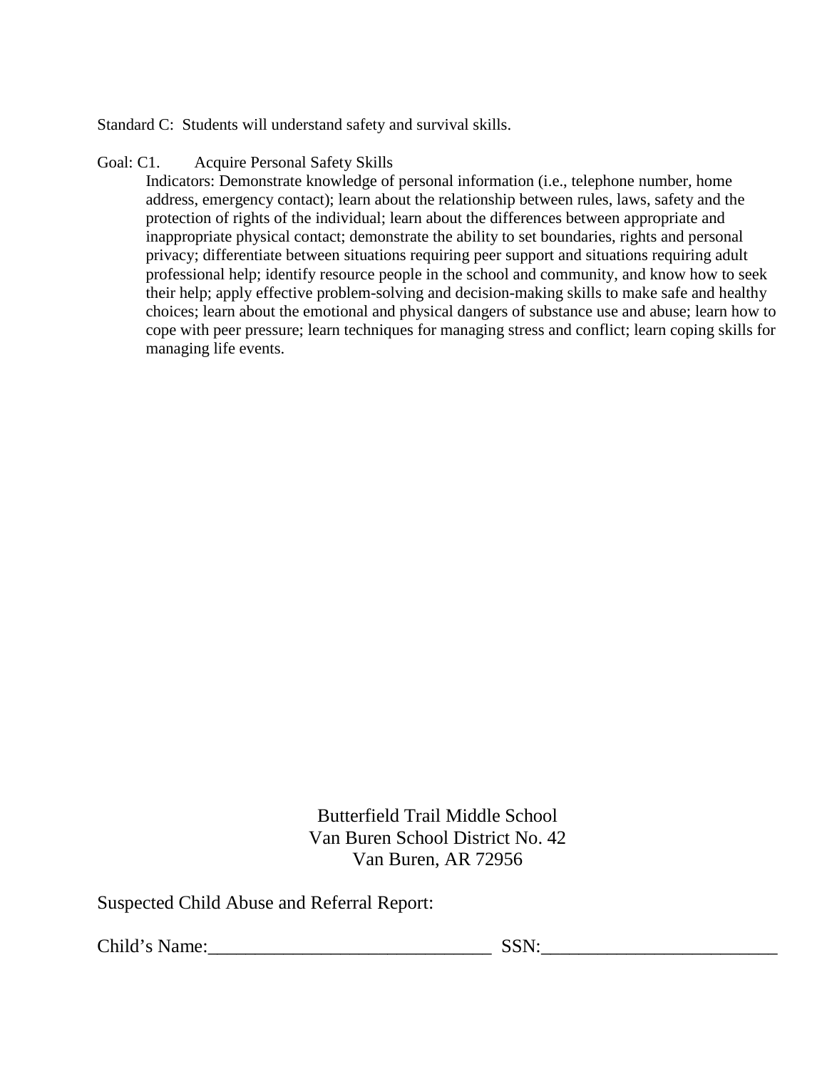Standard C: Students will understand safety and survival skills.

Goal: C1. Acquire Personal Safety Skills

Indicators: Demonstrate knowledge of personal information (i.e., telephone number, home address, emergency contact); learn about the relationship between rules, laws, safety and the protection of rights of the individual; learn about the differences between appropriate and inappropriate physical contact; demonstrate the ability to set boundaries, rights and personal privacy; differentiate between situations requiring peer support and situations requiring adult professional help; identify resource people in the school and community, and know how to seek their help; apply effective problem-solving and decision-making skills to make safe and healthy choices; learn about the emotional and physical dangers of substance use and abuse; learn how to cope with peer pressure; learn techniques for managing stress and conflict; learn coping skills for managing life events.

Butterfield Trail Middle School
Van Buren School District No. 42
Van Buren, AR 72956

Suspected Child Abuse and Referral Report:

Child's Name:______________________________ SSN:_________________________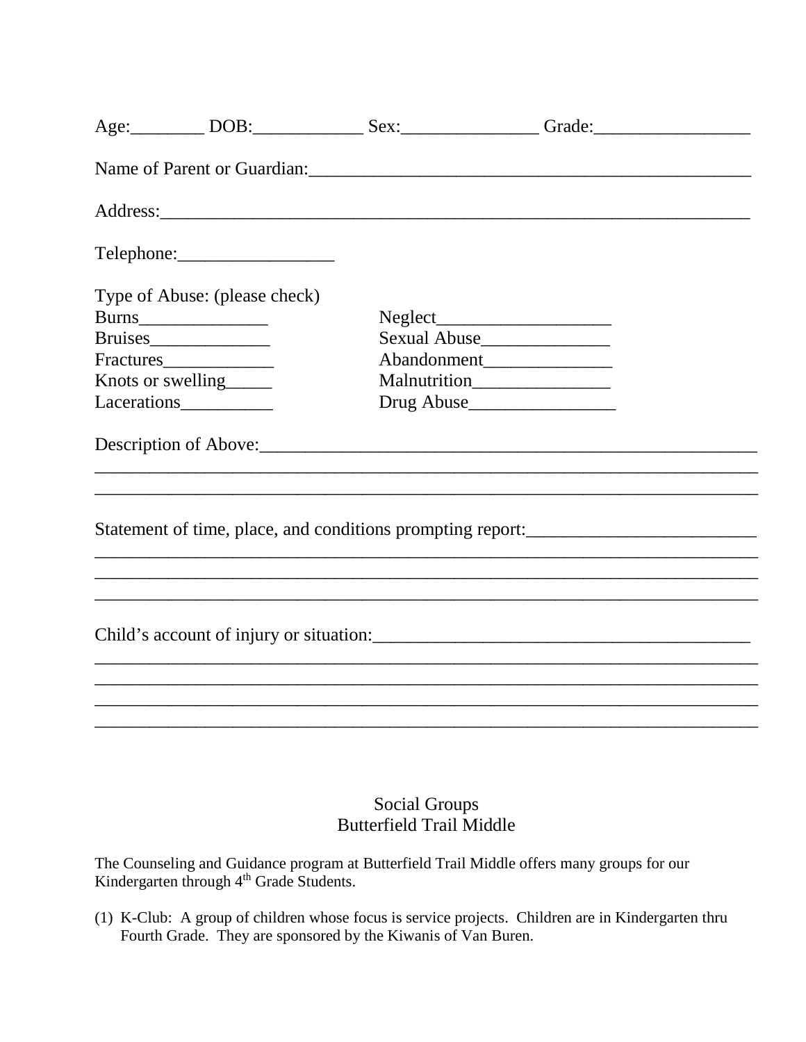Age:________ DOB:____________ Sex:_______________ Grade:_________________

Name of Parent or Guardian:__________________________________________________

Address:_________________________________________________________________

Telephone:_________________

Type of Abuse: (please check)

| | |
|---|---|
| Burns______________ | Neglect___________________ |
| Bruises_____________ | Sexual Abuse______________ |
| Fractures____________ | Abandonment______________ |
| Knots or swelling_____ | Malnutrition_______________ |
| Lacerations__________ | Drug Abuse________________ |

Description of Above:_________________________________________________________
______________________________________________________________________________
______________________________________________________________________________

Statement of time, place, and conditions prompting report:_________________________
______________________________________________________________________________
______________________________________________________________________________
______________________________________________________________________________

Child's account of injury or situation:__________________________________________
______________________________________________________________________________
______________________________________________________________________________
______________________________________________________________________________
______________________________________________________________________________

## Social Groups
## Butterfield Trail Middle

The Counseling and Guidance program at Butterfield Trail Middle offers many groups for our Kindergarten through 4th Grade Students.

(1) K-Club: A group of children whose focus is service projects. Children are in Kindergarten thru Fourth Grade. They are sponsored by the Kiwanis of Van Buren.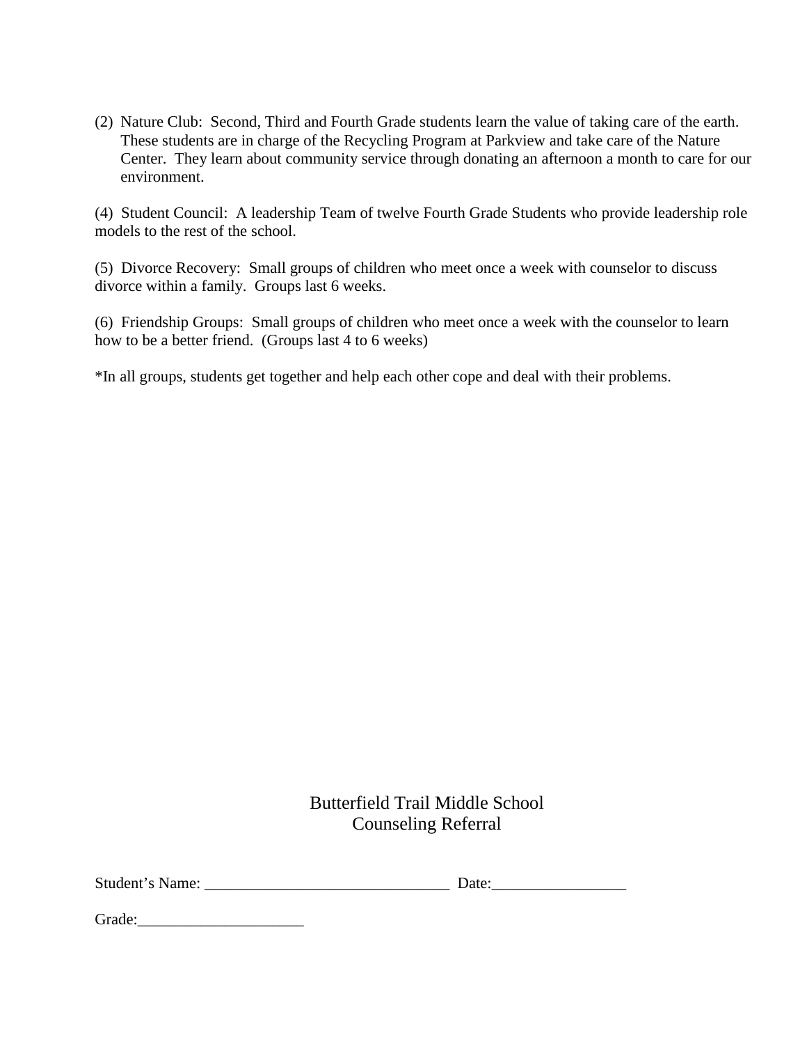(2) Nature Club: Second, Third and Fourth Grade students learn the value of taking care of the earth. These students are in charge of the Recycling Program at Parkview and take care of the Nature Center. They learn about community service through donating an afternoon a month to care for our environment.

(4) Student Council: A leadership Team of twelve Fourth Grade Students who provide leadership role models to the rest of the school.

(5) Divorce Recovery: Small groups of children who meet once a week with counselor to discuss divorce within a family. Groups last 6 weeks.

(6) Friendship Groups: Small groups of children who meet once a week with the counselor to learn how to be a better friend. (Groups last 4 to 6 weeks)

*In all groups, students get together and help each other cope and deal with their problems.

## Butterfield Trail Middle School
## Counseling Referral

Student's Name: _______________________________ Date:________________

Grade:_____________________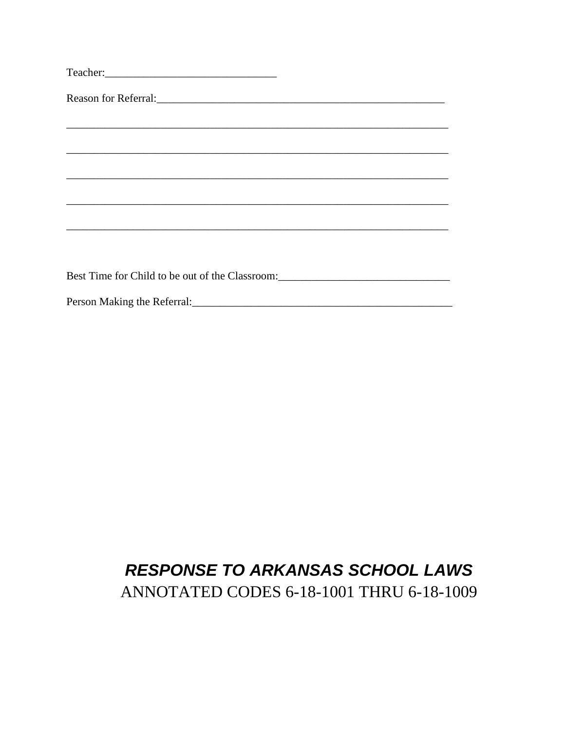Teacher:_______________________________

Reason for Referral:_____________________________________________________

_______________________________________________________________________

_______________________________________________________________________

_______________________________________________________________________

_______________________________________________________________________

_______________________________________________________________________

Best Time for Child to be out of the Classroom:_______________________________

Person Making the Referral:_______________________________________________

## ***RESPONSE TO ARKANSAS SCHOOL LAWS***

## ANNOTATED CODES 6-18-1001 THRU 6-18-1009